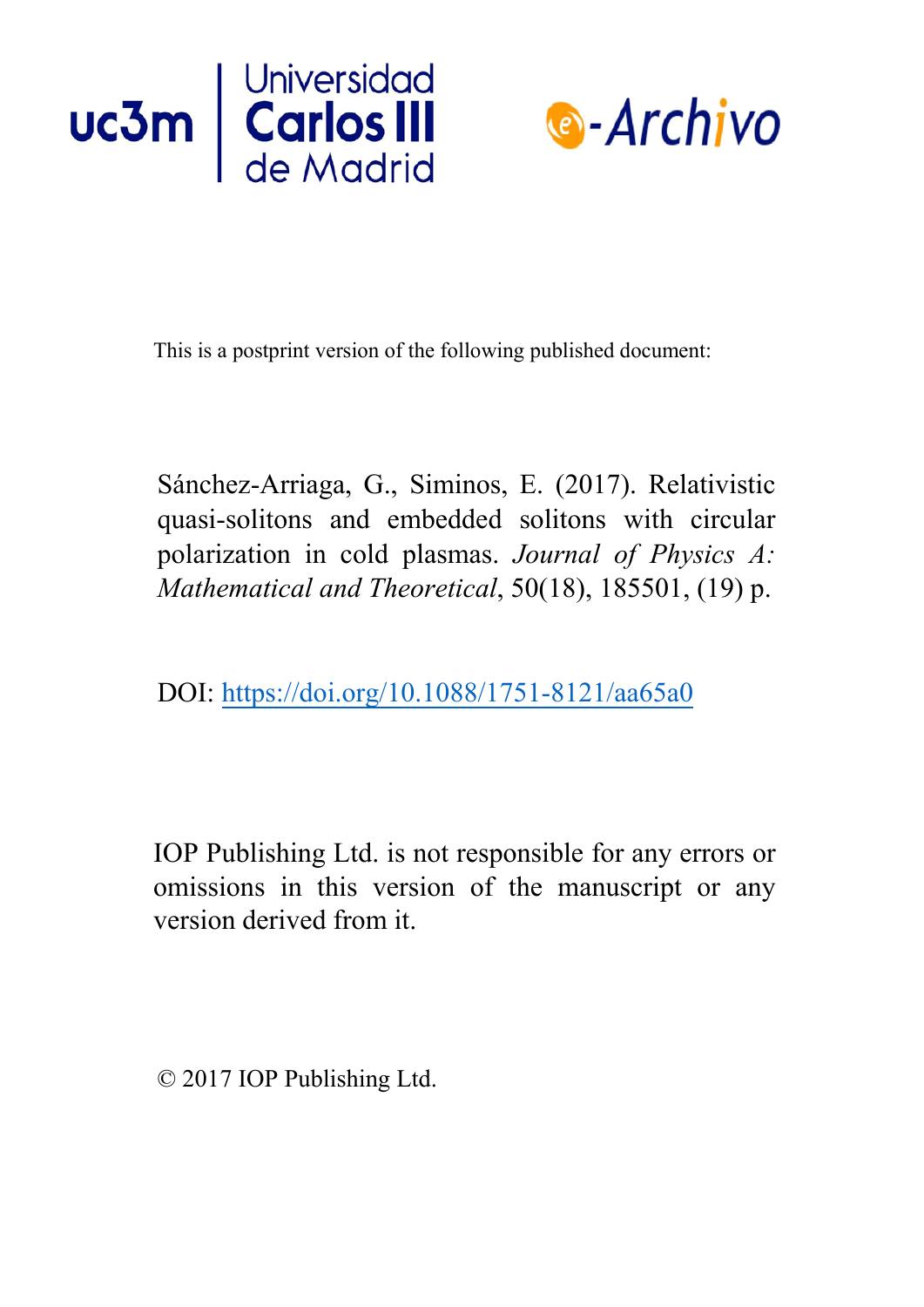This is a postprint version of the following published document:

Sánchez-Arriaga, G., Siminos, E. (2017). Relativistic quasi-solitons and embedded solitons with circular polarization in cold plasmas. *Journal of Physics A: Mathematical and Theoretical*, 50(18), 185501, (19) p.

DOI: https://doi.org/10.1088/1751-8121/aa65a0

IOP Publishing Ltd. is not responsible for any errors or omissions in this version of the manuscript or any version derived from it.

© 2017 IOP Publishing Ltd.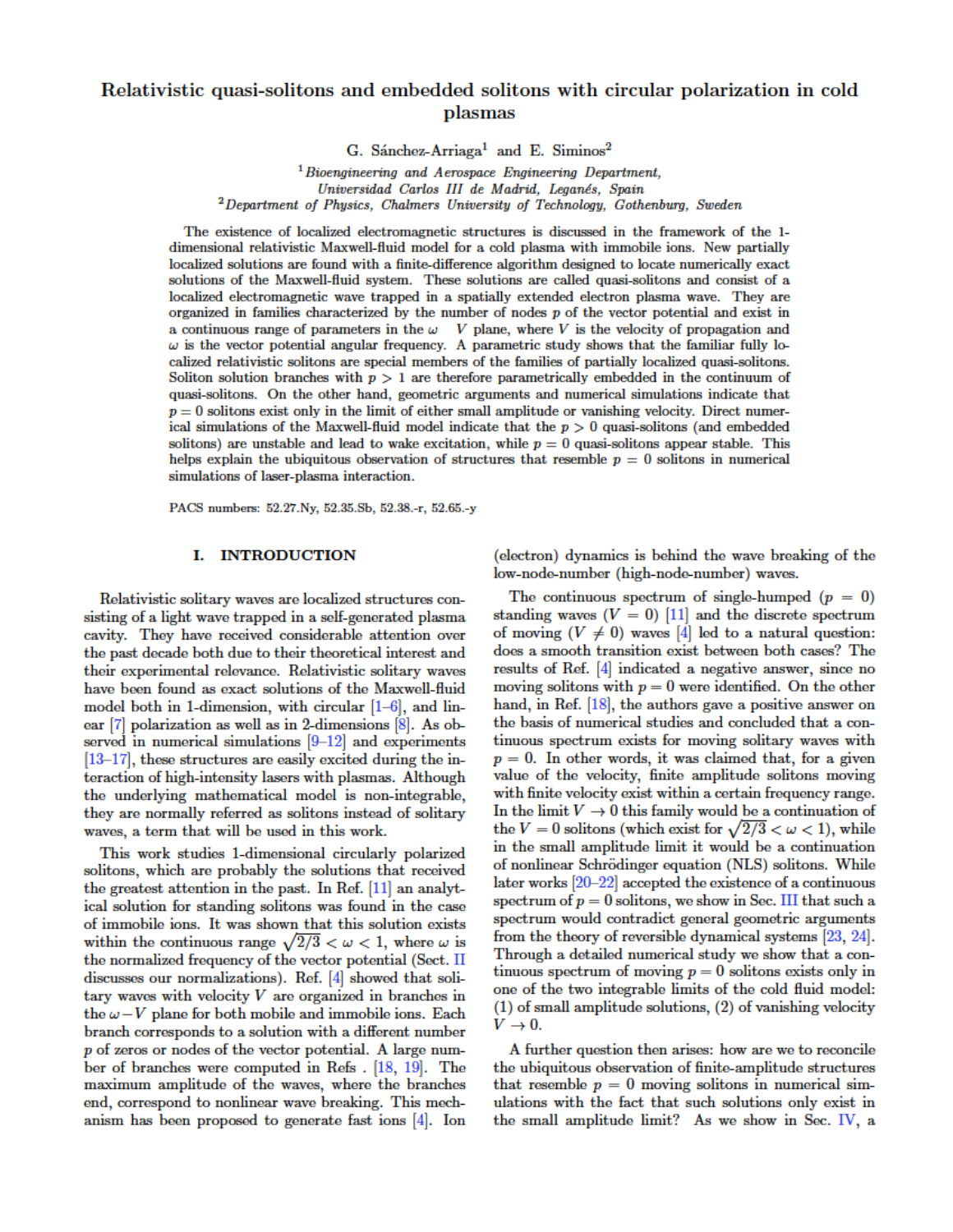# Relativistic quasi-solitons and embedded solitons with circular polarization in cold plasmas

G. Sánchez-Arriaga[1] and E. Siminos[2]

[1] *Bioengineering and Aerospace Engineering Department, Universidad Carlos III de Madrid, Leganés, Spain*
[2] *Department of Physics, Chalmers University of Technology, Gothenburg, Sweden*

The existence of localized electromagnetic structures is discussed in the framework of the 1-dimensional relativistic Maxwell-fluid model for a cold plasma with immobile ions. New partially localized solutions are found with a finite-difference algorithm designed to locate numerically exact solutions of the Maxwell-fluid system. These solutions are called quasi-solitons and consist of a localized electromagnetic wave trapped in a spatially extended electron plasma wave. They are organized in families characterized by the number of nodes $p$ of the vector potential and exist in a continuous range of parameters in the $\omega$ $V$ plane, where $V$ is the velocity of propagation and $\omega$ is the vector potential angular frequency. A parametric study shows that the familiar fully localized relativistic solitons are special members of the families of partially localized quasi-solitons. Soliton solution branches with $p > 1$ are therefore parametrically embedded in the continuum of quasi-solitons. On the other hand, geometric arguments and numerical simulations indicate that $p = 0$ solitons exist only in the limit of either small amplitude or vanishing velocity. Direct numerical simulations of the Maxwell-fluid model indicate that the $p > 0$ quasi-solitons (and embedded solitons) are unstable and lead to wake excitation, while $p = 0$ quasi-solitons appear stable. This helps explain the ubiquitous observation of structures that resemble $p = 0$ solitons in numerical simulations of laser-plasma interaction.

PACS numbers: 52.27.Ny, 52.35.Sb, 52.38.-r, 52.65.-y

## I. INTRODUCTION

Relativistic solitary waves are localized structures consisting of a light wave trapped in a self-generated plasma cavity. They have received considerable attention over the past decade both due to their theoretical interest and their experimental relevance. Relativistic solitary waves have been found as exact solutions of the Maxwell-fluid model both in 1-dimension, with circular [1–6], and linear [7] polarization as well as in 2-dimensions [8]. As observed in numerical simulations [9–12] and experiments [13–17], these structures are easily excited during the interaction of high-intensity lasers with plasmas. Although the underlying mathematical model is non-integrable, they are normally referred as solitons instead of solitary waves, a term that will be used in this work.

This work studies 1-dimensional circularly polarized solitons, which are probably the solutions that received the greatest attention in the past. In Ref. [11] an analytical solution for standing solitons was found in the case of immobile ions. It was shown that this solution exists within the continuous range $\sqrt{2/3} < \omega < 1$, where $\omega$ is the normalized frequency of the vector potential (Sect. II discusses our normalizations). Ref. [4] showed that solitary waves with velocity $V$ are organized in branches in the $\omega - V$ plane for both mobile and immobile ions. Each branch corresponds to a solution with a different number $p$ of zeros or nodes of the vector potential. A large number of branches were computed in Refs . [18, 19]. The maximum amplitude of the waves, where the branches end, correspond to nonlinear wave breaking. This mechanism has been proposed to generate fast ions [4]. Ion (electron) dynamics is behind the wave breaking of the low-node-number (high-node-number) waves.

The continuous spectrum of single-humped ($p = 0$) standing waves ($V = 0$) [11] and the discrete spectrum of moving ($V \neq 0$) waves [4] led to a natural question: does a smooth transition exist between both cases? The results of Ref. [4] indicated a negative answer, since no moving solitons with $p = 0$ were identified. On the other hand, in Ref. [18], the authors gave a positive answer on the basis of numerical studies and concluded that a continuous spectrum exists for moving solitary waves with $p = 0$. In other words, it was claimed that, for a given value of the velocity, finite amplitude solitons moving with finite velocity exist within a certain frequency range. In the limit $V \to 0$ this family would be a continuation of the $V = 0$ solitons (which exist for $\sqrt{2/3} < \omega < 1$), while in the small amplitude limit it would be a continuation of nonlinear Schrödinger equation (NLS) solitons. While later works [20–22] accepted the existence of a continuous spectrum of $p = 0$ solitons, we show in Sec. III that such a spectrum would contradict general geometric arguments from the theory of reversible dynamical systems [23, 24]. Through a detailed numerical study we show that a continuous spectrum of moving $p = 0$ solitons exists only in one of the two integrable limits of the cold fluid model: (1) of small amplitude solutions, (2) of vanishing velocity $V \to 0$.

A further question then arises: how are we to reconcile the ubiquitous observation of finite-amplitude structures that resemble $p = 0$ moving solitons in numerical simulations with the fact that such solutions only exist in the small amplitude limit? As we show in Sec. IV, a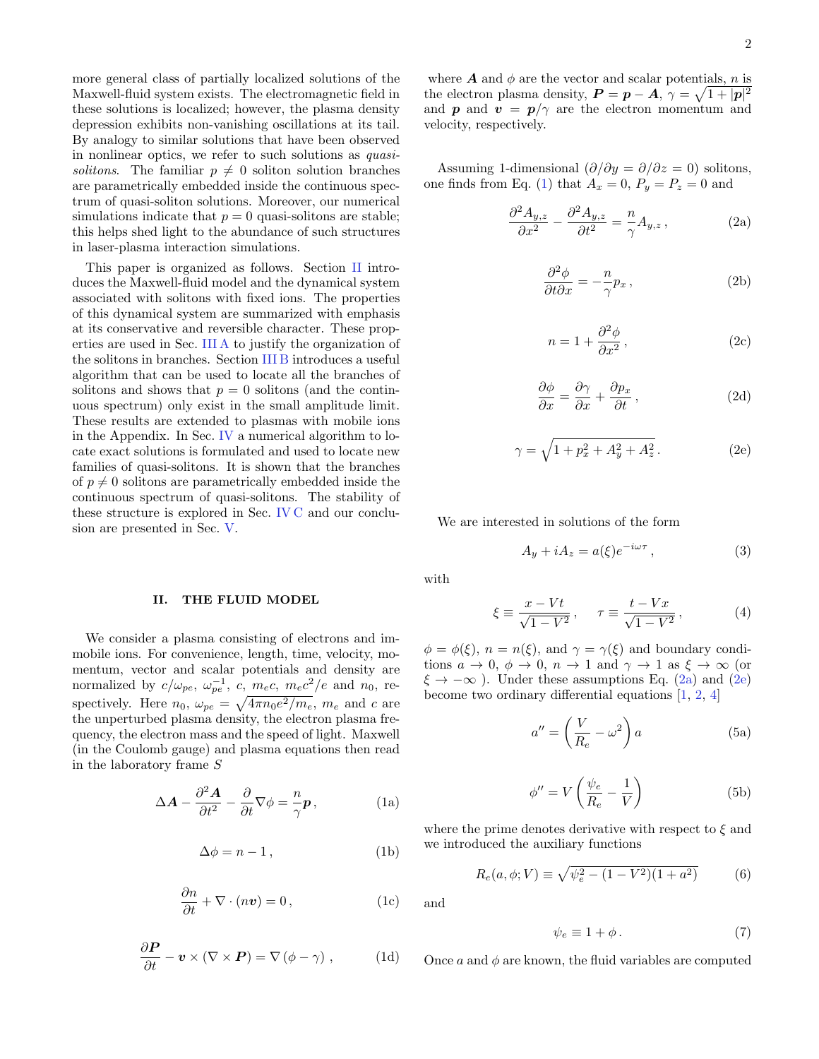more general class of partially localized solutions of the Maxwell-fluid system exists. The electromagnetic field in these solutions is localized; however, the plasma density depression exhibits non-vanishing oscillations at its tail. By analogy to similar solutions that have been observed in nonlinear optics, we refer to such solutions as *quasi-solitons*. The familiar $p \neq 0$ soliton solution branches are parametrically embedded inside the continuous spectrum of quasi-soliton solutions. Moreover, our numerical simulations indicate that $p = 0$ quasi-solitons are stable; this helps shed light to the abundance of such structures in laser-plasma interaction simulations.

This paper is organized as follows. Section II introduces the Maxwell-fluid model and the dynamical system associated with solitons with fixed ions. The properties of this dynamical system are summarized with emphasis at its conservative and reversible character. These properties are used in Sec. III A to justify the organization of the solitons in branches. Section III B introduces a useful algorithm that can be used to locate all the branches of solitons and shows that $p = 0$ solitons (and the continuous spectrum) only exist in the small amplitude limit. These results are extended to plasmas with mobile ions in the Appendix. In Sec. IV a numerical algorithm to locate exact solutions is formulated and used to locate new families of quasi-solitons. It is shown that the branches of $p \neq 0$ solitons are parametrically embedded inside the continuous spectrum of quasi-solitons. The stability of these structure is explored in Sec. IV C and our conclusion are presented in Sec. V.

## II. THE FLUID MODEL

We consider a plasma consisting of electrons and immobile ions. For convenience, length, time, velocity, momentum, vector and scalar potentials and density are normalized by $c/\omega_{pe}$, $\omega_{pe}^{-1}$, $c$, $m_e c$, $m_e c^2/e$ and $n_0$, respectively. Here $n_0$, $\omega_{pe} = \sqrt{4\pi n_0 e^2/m_e}$, $m_e$ and $c$ are the unperturbed plasma density, the electron plasma frequency, the electron mass and the speed of light. Maxwell (in the Coulomb gauge) and plasma equations then read in the laboratory frame $S$

$$\Delta \boldsymbol{A} - \frac{\partial^2 \boldsymbol{A}}{\partial t^2} - \frac{\partial}{\partial t}\nabla\phi = \frac{n}{\gamma}\boldsymbol{p}\,, \tag{1a}$$

$$\Delta\phi = n - 1\,, \tag{1b}$$

$$\frac{\partial n}{\partial t} + \nabla\cdot(n\boldsymbol{v}) = 0\,, \tag{1c}$$

$$\frac{\partial \boldsymbol{P}}{\partial t} - \boldsymbol{v}\times(\nabla\times\boldsymbol{P}) = \nabla\left(\phi - \gamma\right)\,, \tag{1d}$$

where $\boldsymbol{A}$ and $\phi$ are the vector and scalar potentials, $n$ is the electron plasma density, $\boldsymbol{P} = \boldsymbol{p} - \boldsymbol{A}$, $\gamma = \sqrt{1 + |\boldsymbol{p}|^2}$ and $\boldsymbol{p}$ and $\boldsymbol{v} = \boldsymbol{p}/\gamma$ are the electron momentum and velocity, respectively.

Assuming 1-dimensional ($\partial/\partial y = \partial/\partial z = 0$) solitons, one finds from Eq. (1) that $A_x = 0$, $P_y = P_z = 0$ and

$$\frac{\partial^2 A_{y,z}}{\partial x^2} - \frac{\partial^2 A_{y,z}}{\partial t^2} = \frac{n}{\gamma}A_{y,z}\,, \tag{2a}$$

$$\frac{\partial^2\phi}{\partial t\partial x} = -\frac{n}{\gamma}p_x\,, \tag{2b}$$

$$n = 1 + \frac{\partial^2\phi}{\partial x^2}\,, \tag{2c}$$

$$\frac{\partial\phi}{\partial x} = \frac{\partial\gamma}{\partial x} + \frac{\partial p_x}{\partial t}\,, \tag{2d}$$

$$\gamma = \sqrt{1 + p_x^2 + A_y^2 + A_z^2}\,. \tag{2e}$$

We are interested in solutions of the form

$$A_y + iA_z = a(\xi)e^{-i\omega\tau}\,, \tag{3}$$

with

$$\xi \equiv \frac{x - Vt}{\sqrt{1 - V^2}}\,, \qquad \tau \equiv \frac{t - Vx}{\sqrt{1 - V^2}}\,, \tag{4}$$

$\phi = \phi(\xi)$, $n = n(\xi)$, and $\gamma = \gamma(\xi)$ and boundary conditions $a \to 0$, $\phi \to 0$, $n \to 1$ and $\gamma \to 1$ as $\xi \to \infty$ (or $\xi \to -\infty$ ). Under these assumptions Eq. (2a) and (2e) become two ordinary differential equations [1, 2, 4]

$$a'' = \left(\frac{V}{R_e} - \omega^2\right)a \tag{5a}$$

$$\phi'' = V\left(\frac{\psi_e}{R_e} - \frac{1}{V}\right) \tag{5b}$$

where the prime denotes derivative with respect to $\xi$ and we introduced the auxiliary functions

$$R_e(a,\phi;V) \equiv \sqrt{\psi_e^2 - (1 - V^2)(1 + a^2)} \tag{6}$$

and

$$\psi_e \equiv 1 + \phi\,. \tag{7}$$

Once $a$ and $\phi$ are known, the fluid variables are computed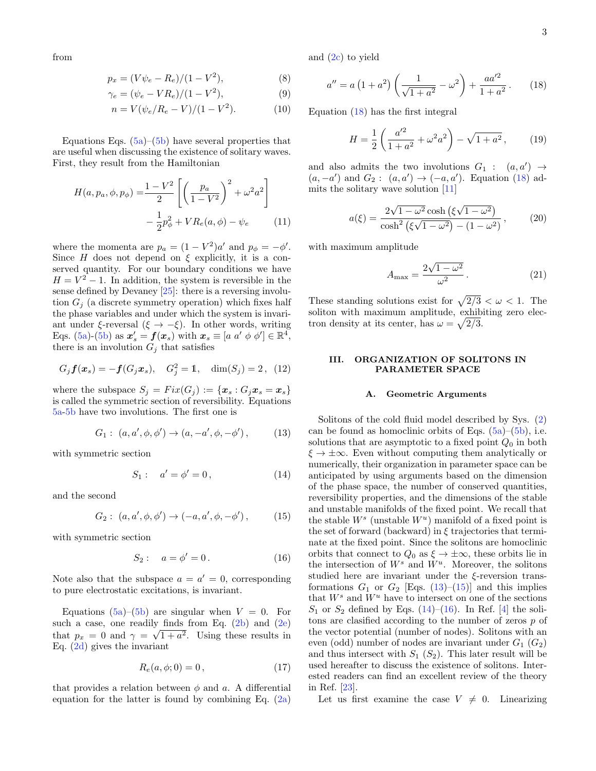from

$$p_x = (V\psi_e - R_e)/(1-V^2), \tag{8}$$

$$\gamma_e = (\psi_e - VR_e)/(1-V^2), \tag{9}$$

$$n = V(\psi_e/R_e - V)/(1-V^2). \tag{10}$$

Equations Eqs. (5a)–(5b) have several properties that are useful when discussing the existence of solitary waves. First, they result from the Hamiltonian

$$H(a,p_a,\phi,p_\phi) = \frac{1-V^2}{2}\left[\left(\frac{p_a}{1-V^2}\right)^2 + \omega^2 a^2\right] - \frac{1}{2}p_\phi^2 + VR_e(a,\phi) - \psi_e \tag{11}$$

where the momenta are $p_a = (1-V^2)a'$ and $p_\phi = -\phi'$. Since $H$ does not depend on $\xi$ explicitly, it is a conserved quantity. For our boundary conditions we have $H = V^2 - 1$. In addition, the system is reversible in the sense defined by Devaney [25]: there is a reversing involution $G_j$ (a discrete symmetry operation) which fixes half the phase variables and under which the system is invariant under $\xi$-reversal ($\xi \to -\xi$). In other words, writing Eqs. (5a)-(5b) as $\boldsymbol{x}_s' = \boldsymbol{f}(\boldsymbol{x}_s)$ with $\boldsymbol{x}_s \equiv [a\ a'\ \phi\ \phi'] \in \mathbb{R}^4$, there is an involution $G_j$ that satisfies

$$G_j\boldsymbol{f}(\boldsymbol{x}_s) = -\boldsymbol{f}(G_j\boldsymbol{x}_s), \quad G_j^2 = \mathbb{1}, \quad \dim(S_j) = 2, \tag{12}$$

where the subspace $S_j = Fix(G_j) := \{\boldsymbol{x}_s : G_j\boldsymbol{x}_s = \boldsymbol{x}_s\}$ is called the symmetric section of reversibility. Equations 5a-5b have two involutions. The first one is

$$G_1: \ (a,a',\phi,\phi') \to (a,-a',\phi,-\phi'), \tag{13}$$

with symmetric section

$$S_1: \quad a' = \phi' = 0, \tag{14}$$

and the second

$$G_2: \ (a,a',\phi,\phi') \to (-a,a',\phi,-\phi'), \tag{15}$$

with symmetric section

$$S_2: \quad a = \phi' = 0. \tag{16}$$

Note also that the subspace $a = a' = 0$, corresponding to pure electrostatic excitations, is invariant.

Equations (5a)–(5b) are singular when $V = 0$. For such a case, one readily finds from Eq. (2b) and (2e) that $p_x = 0$ and $\gamma = \sqrt{1+a^2}$. Using these results in Eq. (2d) gives the invariant

$$R_e(a,\phi;0) = 0, \tag{17}$$

that provides a relation between $\phi$ and $a$. A differential equation for the latter is found by combining Eq. (2a) and (2c) to yield

$$a'' = a\left(1+a^2\right)\left(\frac{1}{\sqrt{1+a^2}} - \omega^2\right) + \frac{aa'^2}{1+a^2}. \tag{18}$$

Equation (18) has the first integral

$$H = \frac{1}{2}\left(\frac{a'^2}{1+a^2} + \omega^2 a^2\right) - \sqrt{1+a^2}, \tag{19}$$

and also admits the two involutions $G_1: \ (a,a') \to (a,-a')$ and $G_2: \ (a,a') \to (-a,a')$. Equation (18) admits the solitary wave solution [11]

$$a(\xi) = \frac{2\sqrt{1-\omega^2}\cosh\left(\xi\sqrt{1-\omega^2}\right)}{\cosh^2\left(\xi\sqrt{1-\omega^2}\right) - (1-\omega^2)}, \tag{20}$$

with maximum amplitude

$$A_{\max} = \frac{2\sqrt{1-\omega^2}}{\omega^2}. \tag{21}$$

These standing solutions exist for $\sqrt{2/3} < \omega < 1$. The soliton with maximum amplitude, exhibiting zero electron density at its center, has $\omega = \sqrt{2/3}$.

## III. ORGANIZATION OF SOLITONS IN PARAMETER SPACE

### A. Geometric Arguments

Solitons of the cold fluid model described by Sys. (2) can be found as homoclinic orbits of Eqs. (5a)–(5b), i.e. solutions that are asymptotic to a fixed point $Q_0$ in both $\xi \to \pm\infty$. Even without computing them analytically or numerically, their organization in parameter space can be anticipated by using arguments based on the dimension of the phase space, the number of conserved quantities, reversibility properties, and the dimensions of the stable and unstable manifolds of the fixed point. We recall that the stable $W^s$ (unstable $W^u$) manifold of a fixed point is the set of forward (backward) in $\xi$ trajectories that terminate at the fixed point. Since the solitons are homoclinic orbits that connect to $Q_0$ as $\xi \to \pm\infty$, these orbits lie in the intersection of $W^s$ and $W^u$. Moreover, the solitons studied here are invariant under the $\xi$-reversion transformations $G_1$ or $G_2$ [Eqs. (13)–(15)] and this implies that $W^s$ and $W^u$ have to intersect on one of the sections $S_1$ or $S_2$ defined by Eqs. (14)–(16). In Ref. [4] the solitons are clasified according to the number of zeros $p$ of the vector potential (number of nodes). Solitons with an even (odd) number of nodes are invariant under $G_1$ ($G_2$) and thus intersect with $S_1$ ($S_2$). This later result will be used hereafter to discuss the existence of solitons. Interested readers can find an excellent review of the theory in Ref. [23].

Let us first examine the case $V \neq 0$. Linearizing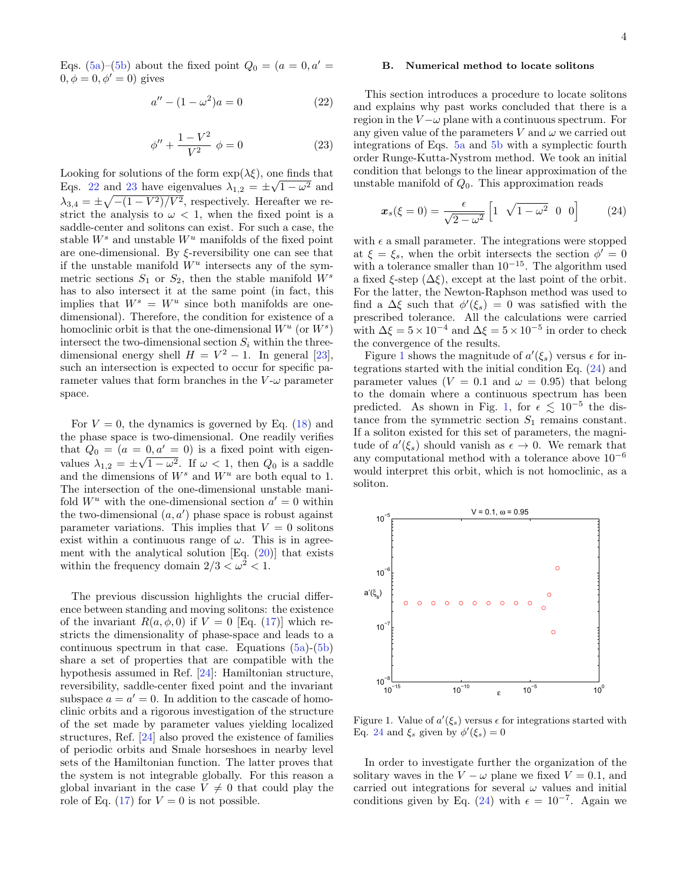Eqs. (5a)–(5b) about the fixed point $Q_0 = (a = 0, a' = 0, \phi = 0, \phi' = 0)$ gives

$$a'' - (1-\omega^2)a = 0 \tag{22}$$

$$\phi'' + \frac{1-V^2}{V^2}\ \phi = 0 \tag{23}$$

Looking for solutions of the form $\exp(\lambda\xi)$, one finds that Eqs. 22 and 23 have eigenvalues $\lambda_{1,2} = \pm\sqrt{1-\omega^2}$ and $\lambda_{3,4} = \pm\sqrt{-(1-V^2)/V^2}$, respectively. Hereafter we restrict the analysis to $\omega < 1$, when the fixed point is a saddle-center and solitons can exist. For such a case, the stable $W^s$ and unstable $W^u$ manifolds of the fixed point are one-dimensional. By $\xi$-reversibility one can see that if the unstable manifold $W^u$ intersects any of the symmetric sections $S_1$ or $S_2$, then the stable manifold $W^s$ has to also intersect it at the same point (in fact, this implies that $W^s = W^u$ since both manifolds are one-dimensional). Therefore, the condition for existence of a homoclinic orbit is that the one-dimensional $W^u$ (or $W^s$) intersect the two-dimensional section $S_i$ within the three-dimensional energy shell $H = V^2 - 1$. In general [23], such an intersection is expected to occur for specific parameter values that form branches in the $V$-$\omega$ parameter space.

For $V = 0$, the dynamics is governed by Eq. (18) and the phase space is two-dimensional. One readily verifies that $Q_0 = (a = 0, a' = 0)$ is a fixed point with eigenvalues $\lambda_{1,2} = \pm\sqrt{1-\omega^2}$. If $\omega < 1$, then $Q_0$ is a saddle and the dimensions of $W^s$ and $W^u$ are both equal to 1. The intersection of the one-dimensional unstable manifold $W^u$ with the one-dimensional section $a' = 0$ within the two-dimensional $(a, a')$ phase space is robust against parameter variations. This implies that $V = 0$ solitons exist within a continuous range of $\omega$. This is in agreement with the analytical solution [Eq. (20)] that exists within the frequency domain $2/3 < \omega^2 < 1$.

The previous discussion highlights the crucial difference between standing and moving solitons: the existence of the invariant $R(a, \phi, 0)$ if $V = 0$ [Eq. (17)] which restricts the dimensionality of phase-space and leads to a continuous spectrum in that case. Equations (5a)-(5b) share a set of properties that are compatible with the hypothesis assumed in Ref. [24]: Hamiltonian structure, reversibility, saddle-center fixed point and the invariant subspace $a = a' = 0$. In addition to the cascade of homoclinic orbits and a rigorous investigation of the structure of the set made by parameter values yielding localized structures, Ref. [24] also proved the existence of families of periodic orbits and Smale horseshoes in nearby level sets of the Hamiltonian function. The latter proves that the system is not integrable globally. For this reason a global invariant in the case $V \neq 0$ that could play the role of Eq. (17) for $V = 0$ is not possible.

## B. Numerical method to locate solitons

This section introduces a procedure to locate solitons and explains why past works concluded that there is a region in the $V-\omega$ plane with a continuous spectrum. For any given value of the parameters $V$ and $\omega$ we carried out integrations of Eqs. 5a and 5b with a symplectic fourth order Runge-Kutta-Nystrom method. We took an initial condition that belongs to the linear approximation of the unstable manifold of $Q_0$. This approximation reads

$$\boldsymbol{x}_s(\xi = 0) = \frac{\epsilon}{\sqrt{2-\omega^2}}\left[1 \ \ \sqrt{1-\omega^2} \ \ 0 \ \ 0\right] \tag{24}$$

with $\epsilon$ a small parameter. The integrations were stopped at $\xi = \xi_s$, when the orbit intersects the section $\phi' = 0$ with a tolerance smaller than $10^{-15}$. The algorithm used a fixed $\xi$-step ($\Delta\xi$), except at the last point of the orbit. For the latter, the Newton-Raphson method was used to find a $\Delta\xi$ such that $\phi'(\xi_s) = 0$ was satisfied with the prescribed tolerance. All the calculations were carried with $\Delta\xi = 5\times10^{-4}$ and $\Delta\xi = 5\times10^{-5}$ in order to check the convergence of the results.

Figure 1 shows the magnitude of $a'(\xi_s)$ versus $\epsilon$ for integrations started with the initial condition Eq. (24) and parameter values ($V = 0.1$ and $\omega = 0.95$) that belong to the domain where a continuous spectrum has been predicted. As shown in Fig. 1, for $\epsilon \lesssim 10^{-5}$ the distance from the symmetric section $S_1$ remains constant. If a soliton existed for this set of parameters, the magnitude of $a'(\xi_s)$ should vanish as $\epsilon \to 0$. We remark that any computational method with a tolerance above $10^{-6}$ would interpret this orbit, which is not homoclinic, as a soliton.

Figure 1. Value of $a'(\xi_s)$ versus $\epsilon$ for integrations started with Eq. 24 and $\xi_s$ given by $\phi'(\xi_s) = 0$

In order to investigate further the organization of the solitary waves in the $V-\omega$ plane we fixed $V = 0.1$, and carried out integrations for several $\omega$ values and initial conditions given by Eq. (24) with $\epsilon = 10^{-7}$. Again we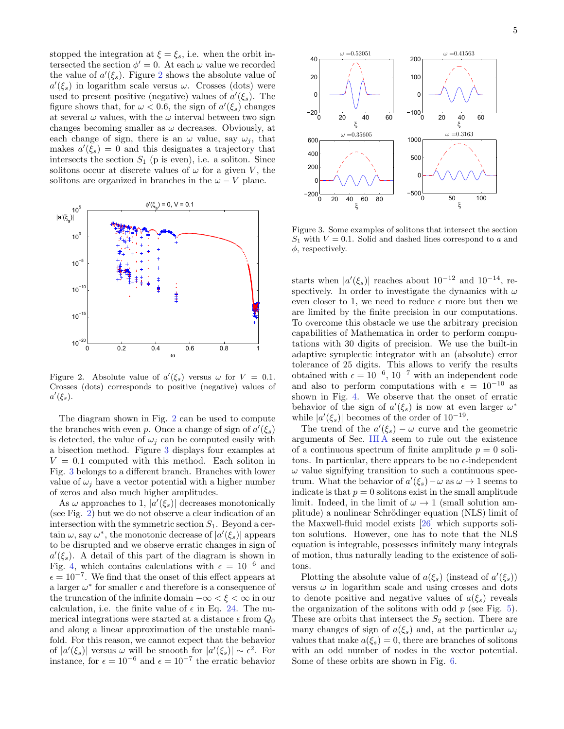stopped the integration at $\xi = \xi_s$, i.e. when the orbit intersected the section $\phi' = 0$. At each $\omega$ value we recorded the value of $a'(\xi_s)$. Figure 2 shows the absolute value of $a'(\xi_s)$ in logarithm scale versus $\omega$. Crosses (dots) were used to present positive (negative) values of $a'(\xi_s)$. The figure shows that, for $\omega < 0.6$, the sign of $a'(\xi_s)$ changes at several $\omega$ values, with the $\omega$ interval between two sign changes becoming smaller as $\omega$ decreases. Obviously, at each change of sign, there is an $\omega$ value, say $\omega_j$, that makes $a'(\xi_s) = 0$ and this designates a trajectory that intersects the section $S_1$ (p is even), i.e. a soliton. Since solitons occur at discrete values of $\omega$ for a given $V$, the solitons are organized in branches in the $\omega - V$ plane.

Figure 2. Absolute value of $a'(\xi_s)$ versus $\omega$ for $V = 0.1$. Crosses (dots) corresponds to positive (negative) values of $a'(\xi_s)$.

The diagram shown in Fig. 2 can be used to compute the branches with even $p$. Once a change of sign of $a'(\xi_s)$ is detected, the value of $\omega_j$ can be computed easily with a bisection method. Figure 3 displays four examples at $V = 0.1$ computed with this method. Each soliton in Fig. 3 belongs to a different branch. Branches with lower value of $\omega_j$ have a vector potential with a higher number of zeros and also much higher amplitudes.

As $\omega$ approaches to 1, $|a'(\xi_s)|$ decreases monotonically (see Fig. 2) but we do not observe a clear indication of an intersection with the symmetric section $S_1$. Beyond a certain $\omega$, say $\omega^*$, the monotonic decrease of $|a'(\xi_s)|$ appears to be disrupted and we observe erratic changes in sign of $a'(\xi_s)$. A detail of this part of the diagram is shown in Fig. 4, which contains calculations with $\epsilon = 10^{-6}$ and $\epsilon = 10^{-7}$. We find that the onset of this effect appears at a larger $\omega^*$ for smaller $\epsilon$ and therefore is a consequence of the truncation of the infinite domain $-\infty < \xi < \infty$ in our calculation, i.e. the finite value of $\epsilon$ in Eq. 24. The numerical integrations were started at a distance $\epsilon$ from $Q_0$ and along a linear approximation of the unstable manifold. For this reason, we cannot expect that the behavior of $|a'(\xi_s)|$ versus $\omega$ will be smooth for $|a'(\xi_s)| \sim \epsilon^2$. For instance, for $\epsilon = 10^{-6}$ and $\epsilon = 10^{-7}$ the erratic behavior

Figure 3. Some examples of solitons that intersect the section $S_1$ with $V = 0.1$. Solid and dashed lines correspond to $a$ and $\phi$, respectively.

starts when $|a'(\xi_s)|$ reaches about $10^{-12}$ and $10^{-14}$, respectively. In order to investigate the dynamics with $\omega$ even closer to 1, we need to reduce $\epsilon$ more but then we are limited by the finite precision in our computations. To overcome this obstacle we use the arbitrary precision capabilities of Mathematica in order to perform computations with 30 digits of precision. We use the built-in adaptive symplectic integrator with an (absolute) error tolerance of 25 digits. This allows to verify the results obtained with $\epsilon = 10^{-6}$, $10^{-7}$ with an independent code and also to perform computations with $\epsilon = 10^{-10}$ as shown in Fig. 4. We observe that the onset of erratic behavior of the sign of $a'(\xi_s)$ is now at even larger $\omega^*$ while $|a'(\xi_s)|$ becomes of the order of $10^{-19}$.

The trend of the $a'(\xi_s) - \omega$ curve and the geometric arguments of Sec. III A seem to rule out the existence of a continuous spectrum of finite amplitude $p = 0$ solitons. In particular, there appears to be no $\epsilon$-independent $\omega$ value signifying transition to such a continuous spectrum. What the behavior of $a'(\xi_s) - \omega$ as $\omega \to 1$ seems to indicate is that $p = 0$ solitons exist in the small amplitude limit. Indeed, in the limit of $\omega \to 1$ (small solution amplitude) a nonlinear Schrödinger equation (NLS) limit of the Maxwell-fluid model exists [26] which supports soliton solutions. However, one has to note that the NLS equation is integrable, possesses infinitely many integrals of motion, thus naturally leading to the existence of solitons.

Plotting the absolute value of $a(\xi_s)$ (instead of $a'(\xi_s)$) versus $\omega$ in logarithm scale and using crosses and dots to denote positive and negative values of $a(\xi_s)$ reveals the organization of the solitons with odd $p$ (see Fig. 5). These are orbits that intersect the $S_2$ section. There are many changes of sign of $a(\xi_s)$ and, at the particular $\omega_j$ values that make $a(\xi_s) = 0$, there are branches of solitons with an odd number of nodes in the vector potential. Some of these orbits are shown in Fig. 6.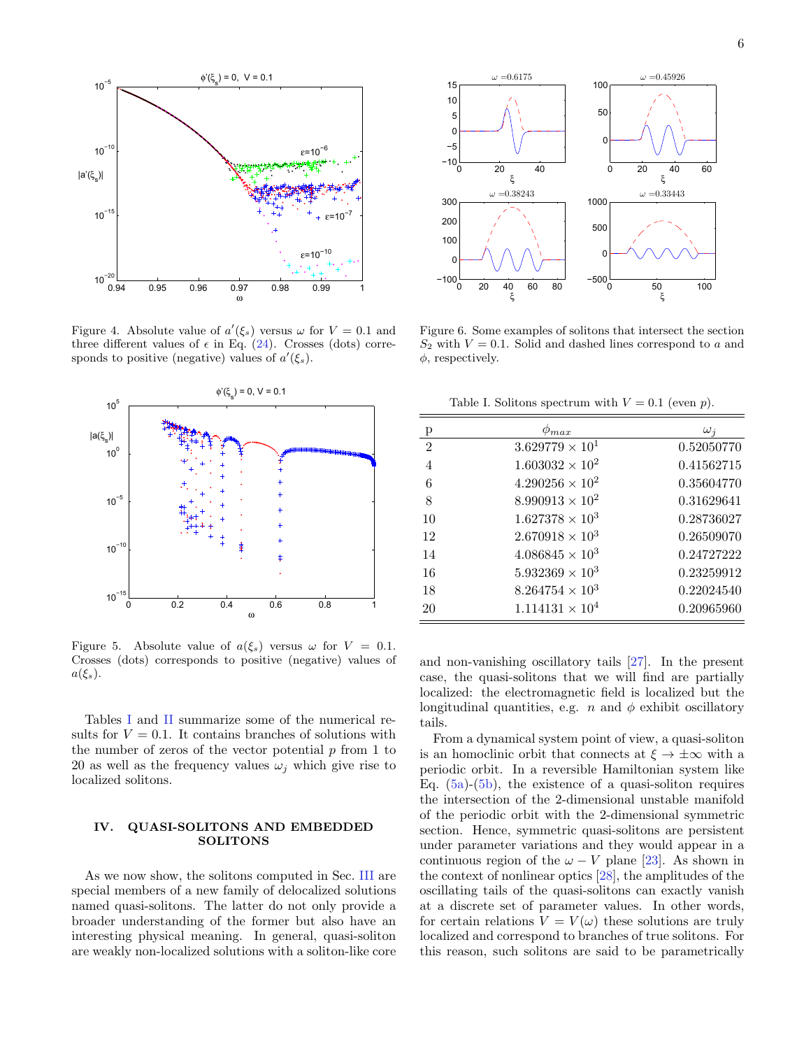Figure 4. Absolute value of $a'(\xi_s)$ versus $\omega$ for $V = 0.1$ and three different values of $\epsilon$ in Eq. (24). Crosses (dots) corresponds to positive (negative) values of $a'(\xi_s)$.

Figure 5. Absolute value of $a(\xi_s)$ versus $\omega$ for $V = 0.1$. Crosses (dots) corresponds to positive (negative) values of $a(\xi_s)$.

Tables I and II summarize some of the numerical results for $V = 0.1$. It contains branches of solutions with the number of zeros of the vector potential $p$ from 1 to 20 as well as the frequency values $\omega_j$ which give rise to localized solitons.

## IV. QUASI-SOLITONS AND EMBEDDED SOLITONS

As we now show, the solitons computed in Sec. III are special members of a new family of delocalized solutions named quasi-solitons. The latter do not only provide a broader understanding of the former but also have an interesting physical meaning. In general, quasi-soliton are weakly non-localized solutions with a soliton-like core

Figure 6. Some examples of solitons that intersect the section $S_2$ with $V = 0.1$. Solid and dashed lines correspond to $a$ and $\phi$, respectively.

Table I. Solitons spectrum with $V = 0.1$ (even $p$).

| p | $\phi_{max}$ | $\omega_j$ |
|---|---|---|
| 2 | $3.629779 \times 10^1$ | 0.52050770 |
| 4 | $1.603032 \times 10^2$ | 0.41562715 |
| 6 | $4.290256 \times 10^2$ | 0.35604770 |
| 8 | $8.990913 \times 10^2$ | 0.31629641 |
| 10 | $1.627378 \times 10^3$ | 0.28736027 |
| 12 | $2.670918 \times 10^3$ | 0.26509070 |
| 14 | $4.086845 \times 10^3$ | 0.24727222 |
| 16 | $5.932369 \times 10^3$ | 0.23259912 |
| 18 | $8.264754 \times 10^3$ | 0.22024540 |
| 20 | $1.114131 \times 10^4$ | 0.20965960 |

and non-vanishing oscillatory tails [27]. In the present case, the quasi-solitons that we will find are partially localized: the electromagnetic field is localized but the longitudinal quantities, e.g. $n$ and $\phi$ exhibit oscillatory tails.

From a dynamical system point of view, a quasi-soliton is an homoclinic orbit that connects at $\xi \to \pm\infty$ with a periodic orbit. In a reversible Hamiltonian system like Eq. (5a)-(5b), the existence of a quasi-soliton requires the intersection of the 2-dimensional unstable manifold of the periodic orbit with the 2-dimensional symmetric section. Hence, symmetric quasi-solitons are persistent under parameter variations and they would appear in a continuous region of the $\omega - V$ plane [23]. As shown in the context of nonlinear optics [28], the amplitudes of the oscillating tails of the quasi-solitons can exactly vanish at a discrete set of parameter values. In other words, for certain relations $V = V(\omega)$ these solutions are truly localized and correspond to branches of true solitons. For this reason, such solitons are said to be parametrically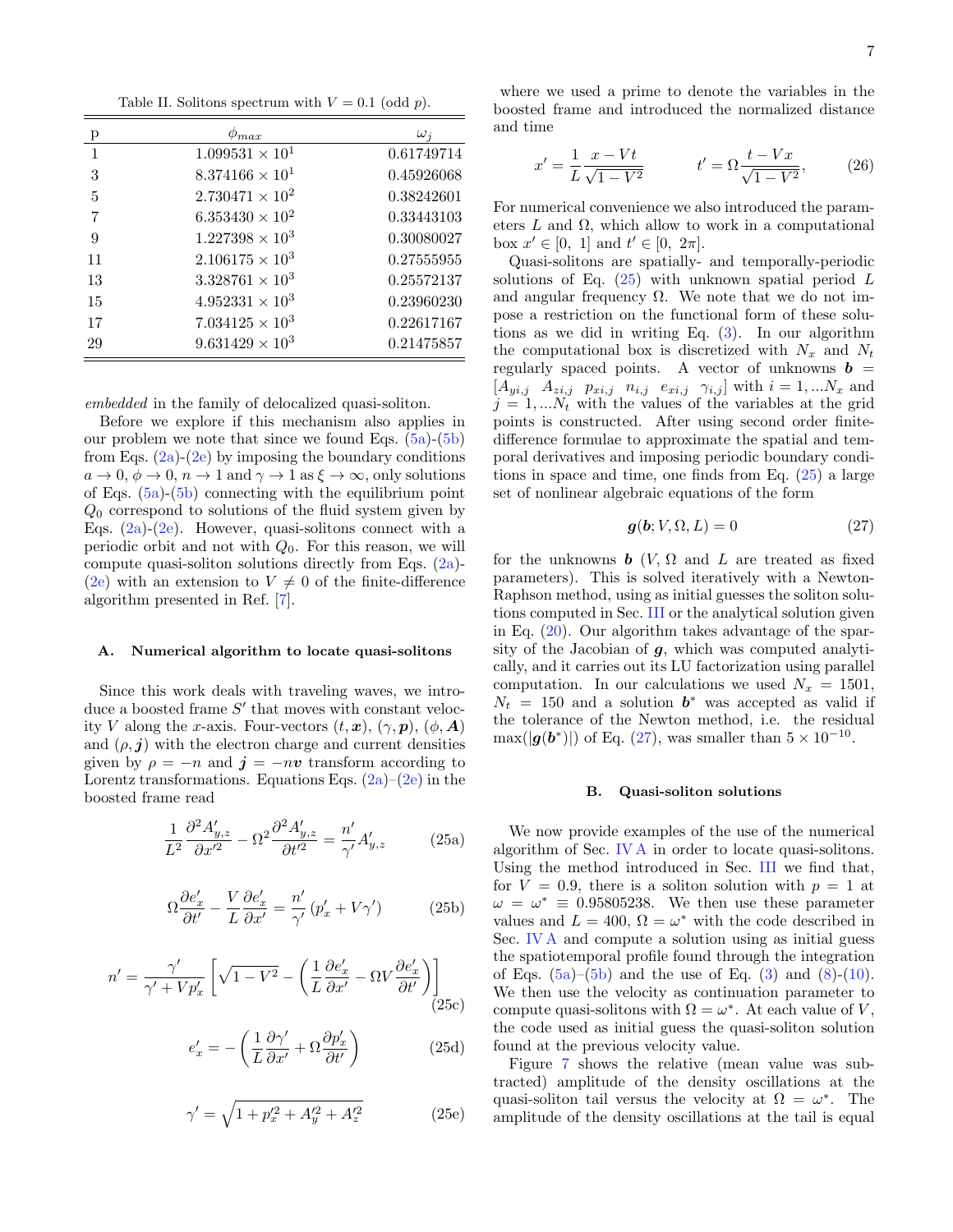Table II. Solitons spectrum with $V = 0.1$ (odd $p$).

| p | $\phi_{max}$ | $\omega_j$ |
|---|---|---|
| 1 | $1.099531 \times 10^1$ | 0.61749714 |
| 3 | $8.374166 \times 10^1$ | 0.45926068 |
| 5 | $2.730471 \times 10^2$ | 0.38242601 |
| 7 | $6.353430 \times 10^2$ | 0.33443103 |
| 9 | $1.227398 \times 10^3$ | 0.30080027 |
| 11 | $2.106175 \times 10^3$ | 0.27555955 |
| 13 | $3.328761 \times 10^3$ | 0.25572137 |
| 15 | $4.952331 \times 10^3$ | 0.23960230 |
| 17 | $7.034125 \times 10^3$ | 0.22617167 |
| 29 | $9.631429 \times 10^3$ | 0.21475857 |

*embedded* in the family of delocalized quasi-soliton.

Before we explore if this mechanism also applies in our problem we note that since we found Eqs. (5a)-(5b) from Eqs. (2a)-(2e) by imposing the boundary conditions $a \to 0$, $\phi \to 0$, $n \to 1$ and $\gamma \to 1$ as $\xi \to \infty$, only solutions of Eqs. (5a)-(5b) connecting with the equilibrium point $Q_0$ correspond to solutions of the fluid system given by Eqs. (2a)-(2e). However, quasi-solitons connect with a periodic orbit and not with $Q_0$. For this reason, we will compute quasi-soliton solutions directly from Eqs. (2a)-(2e) with an extension to $V \neq 0$ of the finite-difference algorithm presented in Ref. [7].

### A. Numerical algorithm to locate quasi-solitons

Since this work deals with traveling waves, we introduce a boosted frame $S'$ that moves with constant velocity $V$ along the $x$-axis. Four-vectors $(t, \boldsymbol{x})$, $(\gamma, \boldsymbol{p})$, $(\phi, \boldsymbol{A})$ and $(\rho, \boldsymbol{j})$ with the electron charge and current densities given by $\rho = -n$ and $\boldsymbol{j} = -n\boldsymbol{v}$ transform according to Lorentz transformations. Equations Eqs. (2a)–(2e) in the boosted frame read

$$\frac{1}{L^2}\frac{\partial^2 A'_{y,z}}{\partial x'^2} - \Omega^2 \frac{\partial^2 A'_{y,z}}{\partial t'^2} = \frac{n'}{\gamma'} A'_{y,z} \tag{25a}$$

$$\Omega \frac{\partial e'_x}{\partial t'} - \frac{V}{L}\frac{\partial e'_x}{\partial x'} = \frac{n'}{\gamma'}\left(p'_x + V\gamma'\right) \tag{25b}$$

$$n' = \frac{\gamma'}{\gamma' + Vp'_x}\left[\sqrt{1-V^2} - \left(\frac{1}{L}\frac{\partial e'_x}{\partial x'} - \Omega V \frac{\partial e'_x}{\partial t'}\right)\right] \tag{25c}$$

$$e'_x = -\left(\frac{1}{L}\frac{\partial \gamma'}{\partial x'} + \Omega \frac{\partial p'_x}{\partial t'}\right) \tag{25d}$$

$$\gamma' = \sqrt{1 + p'^2_x + A'^2_y + A'^2_z} \tag{25e}$$

where we used a prime to denote the variables in the boosted frame and introduced the normalized distance and time

$$x' = \frac{1}{L}\frac{x - Vt}{\sqrt{1-V^2}} \qquad t' = \Omega \frac{t - Vx}{\sqrt{1-V^2}}, \tag{26}$$

For numerical convenience we also introduced the parameters $L$ and $\Omega$, which allow to work in a computational box $x' \in [0,\ 1]$ and $t' \in [0,\ 2\pi]$.

Quasi-solitons are spatially- and temporally-periodic solutions of Eq. (25) with unknown spatial period $L$ and angular frequency $\Omega$. We note that we do not impose a restriction on the functional form of these solutions as we did in writing Eq. (3). In our algorithm the computational box is discretized with $N_x$ and $N_t$ regularly spaced points. A vector of unknowns $\boldsymbol{b} = [A_{yi,j}\ \ A_{zi,j}\ \ p_{xi,j}\ \ n_{i,j}\ \ e_{xi,j}\ \ \gamma_{i,j}]$ with $i = 1, ...N_x$ and $j = 1, ...N_t$ with the values of the variables at the grid points is constructed. After using second order finite-difference formulae to approximate the spatial and temporal derivatives and imposing periodic boundary conditions in space and time, one finds from Eq. (25) a large set of nonlinear algebraic equations of the form

$$\boldsymbol{g}(\boldsymbol{b}; V, \Omega, L) = 0 \tag{27}$$

for the unknowns $\boldsymbol{b}$ ($V$, $\Omega$ and $L$ are treated as fixed parameters). This is solved iteratively with a Newton-Raphson method, using as initial guesses the soliton solutions computed in Sec. III or the analytical solution given in Eq. (20). Our algorithm takes advantage of the sparsity of the Jacobian of $\boldsymbol{g}$, which was computed analytically, and it carries out its LU factorization using parallel computation. In our calculations we used $N_x = 1501$, $N_t = 150$ and a solution $\boldsymbol{b}^*$ was accepted as valid if the tolerance of the Newton method, i.e. the residual $\max(|\boldsymbol{g}(\boldsymbol{b}^*)|)$ of Eq. (27), was smaller than $5 \times 10^{-10}$.

### B. Quasi-soliton solutions

We now provide examples of the use of the numerical algorithm of Sec. IV A in order to locate quasi-solitons. Using the method introduced in Sec. III we find that, for $V = 0.9$, there is a soliton solution with $p = 1$ at $\omega = \omega^* \equiv 0.95805238$. We then use these parameter values and $L = 400$, $\Omega = \omega^*$ with the code described in Sec. IV A and compute a solution using as initial guess the spatiotemporal profile found through the integration of Eqs. (5a)–(5b) and the use of Eq. (3) and (8)-(10). We then use the velocity as continuation parameter to compute quasi-solitons with $\Omega = \omega^*$. At each value of $V$, the code used as initial guess the quasi-soliton solution found at the previous velocity value.

Figure 7 shows the relative (mean value was subtracted) amplitude of the density oscillations at the quasi-soliton tail versus the velocity at $\Omega = \omega^*$. The amplitude of the density oscillations at the tail is equal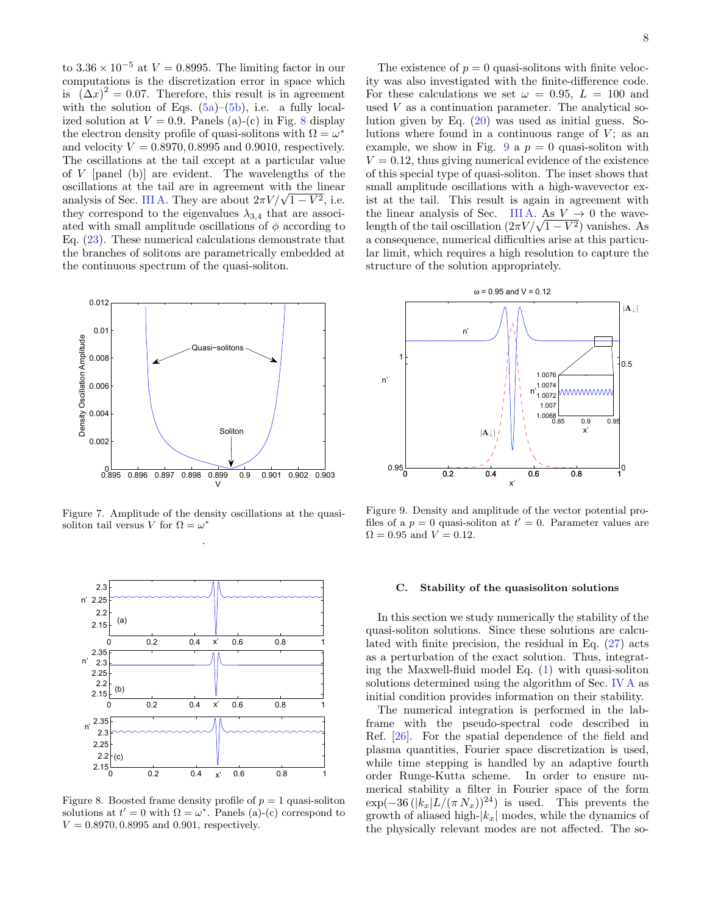to $3.36 \times 10^{-5}$ at $V = 0.8995$. The limiting factor in our computations is the discretization error in space which is $(\Delta x)^2 = 0.07$. Therefore, this result is in agreement with the solution of Eqs. (5a)–(5b), i.e. a fully localized solution at $V = 0.9$. Panels (a)-(c) in Fig. 8 display the electron density profile of quasi-solitons with $\Omega = \omega^*$ and velocity $V = 0.8970, 0.8995$ and $0.9010$, respectively. The oscillations at the tail except at a particular value of $V$ [panel (b)] are evident. The wavelengths of the oscillations at the tail are in agreement with the linear analysis of Sec. III A. They are about $2\pi V/\sqrt{1-V^2}$, i.e. they correspond to the eigenvalues $\lambda_{3,4}$ that are associated with small amplitude oscillations of $\phi$ according to Eq. (23). These numerical calculations demonstrate that the branches of solitons are parametrically embedded at the continuous spectrum of the quasi-soliton.

Figure 7. Amplitude of the density oscillations at the quasi-soliton tail versus $V$ for $\Omega = \omega^*$

Figure 8. Boosted frame density profile of $p = 1$ quasi-soliton solutions at $t' = 0$ with $\Omega = \omega^*$. Panels (a)-(c) correspond to $V = 0.8970, 0.8995$ and $0.901$, respectively.

The existence of $p = 0$ quasi-solitons with finite velocity was also investigated with the finite-difference code. For these calculations we set $\omega = 0.95$, $L = 100$ and used $V$ as a continuation parameter. The analytical solution given by Eq. (20) was used as initial guess. Solutions where found in a continuous range of $V$; as an example, we show in Fig. 9 a $p = 0$ quasi-soliton with $V = 0.12$, thus giving numerical evidence of the existence of this special type of quasi-soliton. The inset shows that small amplitude oscillations with a high-wavevector exist at the tail. This result is again in agreement with the linear analysis of Sec. III A. As $V \to 0$ the wavelength of the tail oscillation $(2\pi V/\sqrt{1-V^2})$ vanishes. As a consequence, numerical difficulties arise at this particular limit, which requires a high resolution to capture the structure of the solution appropriately.

Figure 9. Density and amplitude of the vector potential profiles of a $p = 0$ quasi-soliton at $t' = 0$. Parameter values are $\Omega = 0.95$ and $V = 0.12$.

### C. Stability of the quasisoliton solutions

In this section we study numerically the stability of the quasi-soliton solutions. Since these solutions are calculated with finite precision, the residual in Eq. (27) acts as a perturbation of the exact solution. Thus, integrating the Maxwell-fluid model Eq. (1) with quasi-soliton solutions determined using the algorithm of Sec. IV A as initial condition provides information on their stability.

The numerical integration is performed in the lab-frame with the pseudo-spectral code described in Ref. [26]. For the spatial dependence of the field and plasma quantities, Fourier space discretization is used, while time stepping is handled by an adaptive fourth order Runge-Kutta scheme. In order to ensure numerical stability a filter in Fourier space of the form $\exp(-36\,(|k_x|L/(\pi\,N_x))^{24})$ is used. This prevents the growth of aliased high-$|k_x|$ modes, while the dynamics of the physically relevant modes are not affected. The so-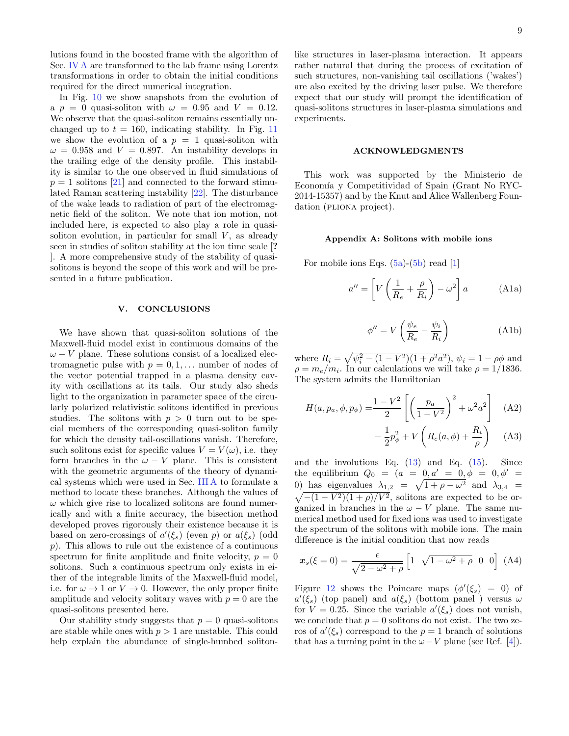lutions found in the boosted frame with the algorithm of Sec. IV A are transformed to the lab frame using Lorentz transformations in order to obtain the initial conditions required for the direct numerical integration.

In Fig. 10 we show snapshots from the evolution of a $p = 0$ quasi-soliton with $\omega = 0.95$ and $V = 0.12$. We observe that the quasi-soliton remains essentially unchanged up to $t = 160$, indicating stability. In Fig. 11 we show the evolution of a $p = 1$ quasi-soliton with $\omega = 0.958$ and $V = 0.897$. An instability develops in the trailing edge of the density profile. This instability is similar to the one observed in fluid simulations of $p = 1$ solitons [21] and connected to the forward stimulated Raman scattering instability [22]. The disturbance of the wake leads to radiation of part of the electromagnetic field of the soliton. We note that ion motion, not included here, is expected to also play a role in quasi-soliton evolution, in particular for small $V$, as already seen in studies of soliton stability at the ion time scale [? ]. A more comprehensive study of the stability of quasi-solitons is beyond the scope of this work and will be presented in a future publication.

## V. CONCLUSIONS

We have shown that quasi-soliton solutions of the Maxwell-fluid model exist in continuous domains of the $\omega - V$ plane. These solutions consist of a localized electromagnetic pulse with $p = 0, 1, \dots$ number of nodes of the vector potential trapped in a plasma density cavity with oscillations at its tails. Our study also sheds light to the organization in parameter space of the circularly polarized relativistic solitons identified in previous studies. The solitons with $p > 0$ turn out to be special members of the corresponding quasi-soliton family for which the density tail-oscillations vanish. Therefore, such solitons exist for specific values $V = V(\omega)$, i.e. they form branches in the $\omega - V$ plane. This is consistent with the geometric arguments of the theory of dynamical systems which were used in Sec. III A to formulate a method to locate these branches. Although the values of $\omega$ which give rise to localized solitons are found numerically and with a finite accuracy, the bisection method developed proves rigorously their existence because it is based on zero-crossings of $a'(\xi_s)$ (even $p$) or $a(\xi_s)$ (odd $p$). This allows to rule out the existence of a continuous spectrum for finite amplitude and finite velocity, $p = 0$ solitons. Such a continuous spectrum only exists in either of the integrable limits of the Maxwell-fluid model, i.e. for $\omega \to 1$ or $V \to 0$. However, the only proper finite amplitude and velocity solitary waves with $p = 0$ are the quasi-solitons presented here.

Our stability study suggests that $p = 0$ quasi-solitons are stable while ones with $p > 1$ are unstable. This could help explain the abundance of single-humbed soliton-like structures in laser-plasma interaction. It appears rather natural that during the process of excitation of such structures, non-vanishing tail oscillations ('wakes') are also excited by the driving laser pulse. We therefore expect that our study will prompt the identification of quasi-solitons structures in laser-plasma simulations and experiments.

## ACKNOWLEDGMENTS

This work was supported by the Ministerio de Economía y Competitividad of Spain (Grant No RYC-2014-15357) and by the Knut and Alice Wallenberg Foundation (PLIONA project).

### Appendix A: Solitons with mobile ions

For mobile ions Eqs. (5a)-(5b) read [1]

$$a'' = \left[ V \left( \frac{1}{R_e} + \frac{\rho}{R_i} \right) - \omega^2 \right] a \tag{A1a}$$

$$\phi'' = V \left( \frac{\psi_e}{R_e} - \frac{\psi_i}{R_i} \right) \tag{A1b}$$

where $R_i = \sqrt{\psi_i^2 - (1 - V^2)(1 + \rho^2 a^2)}$, $\psi_i = 1 - \rho\phi$ and $\rho = m_e/m_i$. In our calculations we will take $\rho = 1/1836$. The system admits the Hamiltonian

$$H(a, p_a, \phi, p_\phi) = \frac{1 - V^2}{2} \left[ \left( \frac{p_a}{1 - V^2} \right)^2 + \omega^2 a^2 \right] \tag{A2}$$

$$- \frac{1}{2} p_\phi^2 + V \left( R_e(a, \phi) + \frac{R_i}{\rho} \right) \tag{A3}$$

and the involutions Eq. (13) and Eq. (15). Since the equilibrium $Q_0 = (a = 0, a' = 0, \phi = 0, \phi' = 0)$ has eigenvalues $\lambda_{1,2} = \sqrt{1 + \rho - \omega^2}$ and $\lambda_{3,4} = \sqrt{-(1 - V^2)(1 + \rho)/V^2}$, solitons are expected to be organized in branches in the $\omega - V$ plane. The same numerical method used for fixed ions was used to investigate the spectrum of the solitons with mobile ions. The main difference is the initial condition that now reads

$$\boldsymbol{x}_s(\xi = 0) = \frac{\epsilon}{\sqrt{2 - \omega^2 + \rho}} \begin{bmatrix} 1 & \sqrt{1 - \omega^2 + \rho} & 0 & 0 \end{bmatrix} \tag{A4}$$

Figure 12 shows the Poincare maps ($\phi'(\xi_s) = 0$) of $a'(\xi_s)$ (top panel) and $a(\xi_s)$ (bottom panel ) versus $\omega$ for $V = 0.25$. Since the variable $a'(\xi_s)$ does not vanish, we conclude that $p = 0$ solitons do not exist. The two zeros of $a'(\xi_s)$ correspond to the $p = 1$ branch of solutions that has a turning point in the $\omega - V$ plane (see Ref. [4]).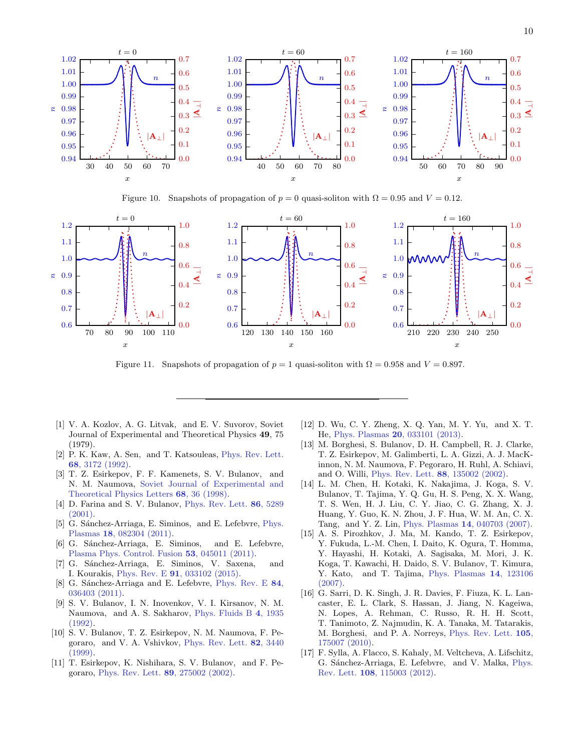Figure 10. Snapshots of propagation of $p = 0$ quasi-soliton with $\Omega = 0.95$ and $V = 0.12$.

Figure 11. Snapshots of propagation of $p = 1$ quasi-soliton with $\Omega = 0.958$ and $V = 0.897$.

---

[1] V. A. Kozlov, A. G. Litvak, and E. V. Suvorov, Soviet Journal of Experimental and Theoretical Physics **49**, 75 (1979).

[2] P. K. Kaw, A. Sen, and T. Katsouleas, Phys. Rev. Lett. **68**, 3172 (1992).

[3] T. Z. Esirkepov, F. F. Kamenets, S. V. Bulanov, and N. M. Naumova, Soviet Journal of Experimental and Theoretical Physics Letters **68**, 36 (1998).

[4] D. Farina and S. V. Bulanov, Phys. Rev. Lett. **86**, 5289 (2001).

[5] G. Sánchez-Arriaga, E. Siminos, and E. Lefebvre, Phys. Plasmas **18**, 082304 (2011).

[6] G. Sánchez-Arriaga, E. Siminos, and E. Lefebvre, Plasma Phys. Control. Fusion **53**, 045011 (2011).

[7] G. Sánchez-Arriaga, E. Siminos, V. Saxena, and I. Kourakis, Phys. Rev. E **91**, 033102 (2015).

[8] G. Sánchez-Arriaga and E. Lefebvre, Phys. Rev. E **84**, 036403 (2011).

[9] S. V. Bulanov, I. N. Inovenkov, V. I. Kirsanov, N. M. Naumova, and A. S. Sakharov, Phys. Fluids B **4**, 1935 (1992).

[10] S. V. Bulanov, T. Z. Esirkepov, N. M. Naumova, F. Pegoraro, and V. A. Vshivkov, Phys. Rev. Lett. **82**, 3440 (1999).

[11] T. Esirkepov, K. Nishihara, S. V. Bulanov, and F. Pegoraro, Phys. Rev. Lett. **89**, 275002 (2002).

[12] D. Wu, C. Y. Zheng, X. Q. Yan, M. Y. Yu, and X. T. He, Phys. Plasmas **20**, 033101 (2013).

[13] M. Borghesi, S. Bulanov, D. H. Campbell, R. J. Clarke, T. Z. Esirkepov, M. Galimberti, L. A. Gizzi, A. J. MacKinnon, N. M. Naumova, F. Pegoraro, H. Ruhl, A. Schiavi, and O. Willi, Phys. Rev. Lett. **88**, 135002 (2002).

[14] L. M. Chen, H. Kotaki, K. Nakajima, J. Koga, S. V. Bulanov, T. Tajima, Y. Q. Gu, H. S. Peng, X. X. Wang, T. S. Wen, H. J. Liu, C. Y. Jiao, C. G. Zhang, X. J. Huang, Y. Guo, K. N. Zhou, J. F. Hua, W. M. An, C. X. Tang, and Y. Z. Lin, Phys. Plasmas **14**, 040703 (2007).

[15] A. S. Pirozhkov, J. Ma, M. Kando, T. Z. Esirkepov, Y. Fukuda, L.-M. Chen, I. Daito, K. Ogura, T. Homma, Y. Hayashi, H. Kotaki, A. Sagisaka, M. Mori, J. K. Koga, T. Kawachi, H. Daido, S. V. Bulanov, T. Kimura, Y. Kato, and T. Tajima, Phys. Plasmas **14**, 123106 (2007).

[16] G. Sarri, D. K. Singh, J. R. Davies, F. Fiuza, K. L. Lancaster, E. L. Clark, S. Hassan, J. Jiang, N. Kageiwa, N. Lopes, A. Rehman, C. Russo, R. H. H. Scott, T. Tanimoto, Z. Najmudin, K. A. Tanaka, M. Tatarakis, M. Borghesi, and P. A. Norreys, Phys. Rev. Lett. **105**, 175007 (2010).

[17] F. Sylla, A. Flacco, S. Kahaly, M. Veltcheva, A. Lifschitz, G. Sánchez-Arriaga, E. Lefebvre, and V. Malka, Phys. Rev. Lett. **108**, 115003 (2012).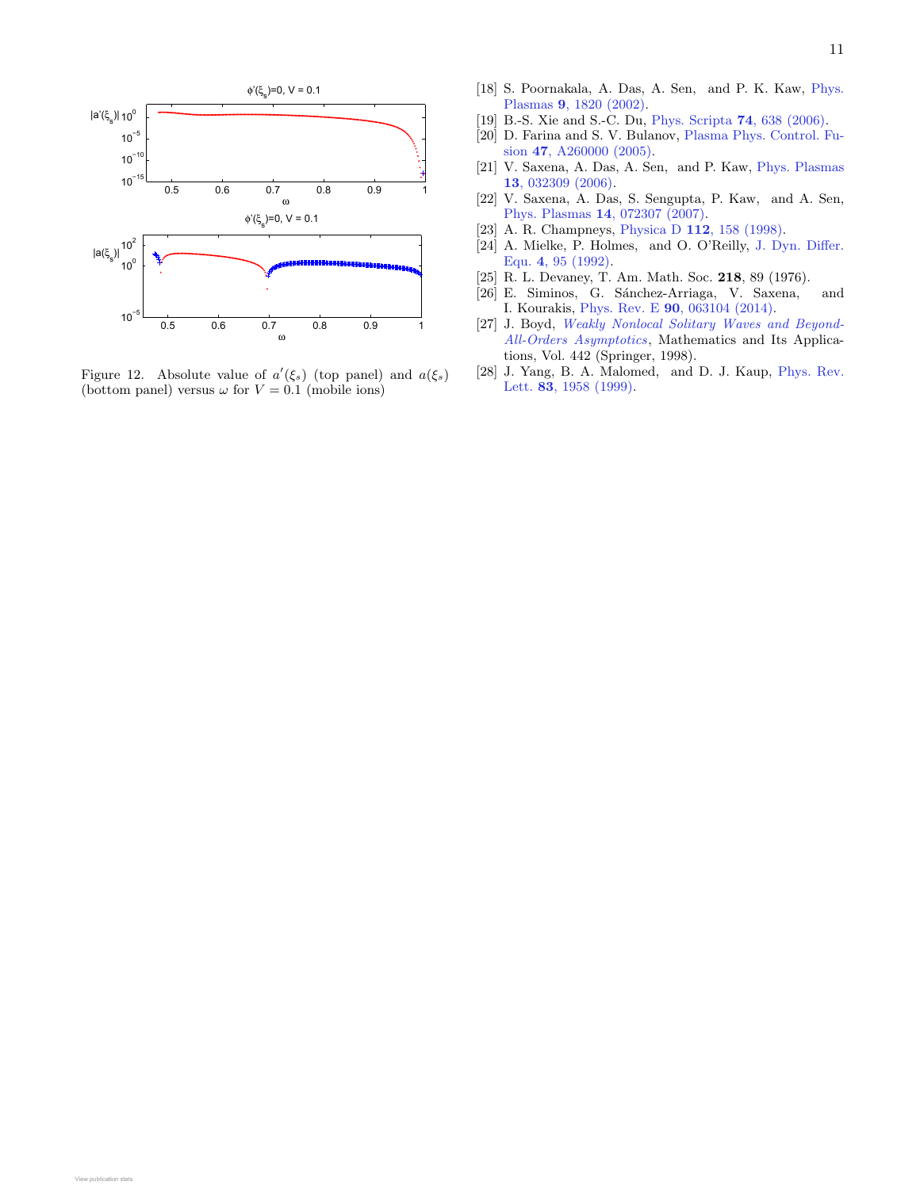$\phi'(\xi_s)$=0, V = 0.1

$|a'(\xi_s)|$

$10^0$

$10^{-5}$

$10^{-10}$

$10^{-15}$

0.5 0.6 0.7 0.8 0.9 1

ω

$\phi'(\xi_s)$=0, V = 0.1

$|a(\xi_s)|$

$10^2$

$10^0$

$10^{-5}$

0.5 0.6 0.7 0.8 0.9 1

ω

Figure 12. Absolute value of $a'(\xi_s)$ (top panel) and $a(\xi_s)$ (bottom panel) versus $\omega$ for $V = 0.1$ (mobile ions)

[18] S. Poornakala, A. Das, A. Sen, and P. K. Kaw, Phys. Plasmas **9**, 1820 (2002).

[19] B.-S. Xie and S.-C. Du, Phys. Scripta **74**, 638 (2006).

[20] D. Farina and S. V. Bulanov, Plasma Phys. Control. Fusion **47**, A260000 (2005).

[21] V. Saxena, A. Das, A. Sen, and P. Kaw, Phys. Plasmas **13**, 032309 (2006).

[22] V. Saxena, A. Das, S. Sengupta, P. Kaw, and A. Sen, Phys. Plasmas **14**, 072307 (2007).

[23] A. R. Champneys, Physica D **112**, 158 (1998).

[24] A. Mielke, P. Holmes, and O. O'Reilly, J. Dyn. Differ. Equ. **4**, 95 (1992).

[25] R. L. Devaney, T. Am. Math. Soc. **218**, 89 (1976).

[26] E. Siminos, G. Sánchez-Arriaga, V. Saxena, and I. Kourakis, Phys. Rev. E **90**, 063104 (2014).

[27] J. Boyd, *Weakly Nonlocal Solitary Waves and Beyond-All-Orders Asymptotics*, Mathematics and Its Applications, Vol. 442 (Springer, 1998).

[28] J. Yang, B. A. Malomed, and D. J. Kaup, Phys. Rev. Lett. **83**, 1958 (1999).